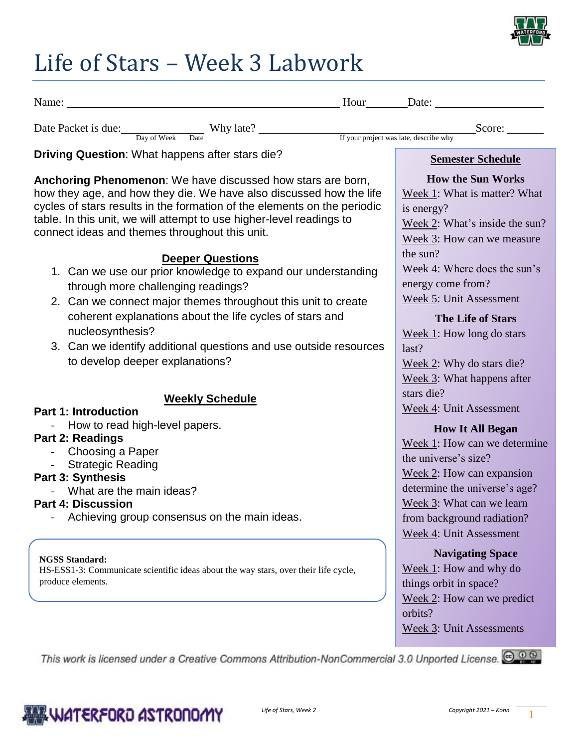# Life of Stars – Week 3 Labwork

Name: ______________________________ Hour_______ Date: ________________

Date Packet is due: ______________ (Day of Week, Date) Why late? ______________________________ (If your project was late, describe why) Score: _______

**Driving Question**: What happens after stars die?

**Anchoring Phenomenon**: We have discussed how stars are born, how they age, and how they die. We have also discussed how the life cycles of stars results in the formation of the elements on the periodic table. In this unit, we will attempt to use higher-level readings to connect ideas and themes throughout this unit.

## Deeper Questions

1. Can we use our prior knowledge to expand our understanding through more challenging readings?
2. Can we connect major themes throughout this unit to create coherent explanations about the life cycles of stars and nucleosynthesis?
3. Can we identify additional questions and use outside resources to develop deeper explanations?

## Weekly Schedule

**Part 1: Introduction**
- How to read high-level papers.

**Part 2: Readings**
- Choosing a Paper
- Strategic Reading

**Part 3: Synthesis**
- What are the main ideas?

**Part 4: Discussion**
- Achieving group consensus on the main ideas.

**NGSS Standard:**
HS-ESS1-3: Communicate scientific ideas about the way stars, over their life cycle, produce elements.

## Semester Schedule

**How the Sun Works**
- Week 1: What is matter? What is energy?
- Week 2: What's inside the sun?
- Week 3: How can we measure the sun?
- Week 4: Where does the sun's energy come from?
- Week 5: Unit Assessment

**The Life of Stars**
- Week 1: How long do stars last?
- Week 2: Why do stars die?
- Week 3: What happens after stars die?
- Week 4: Unit Assessment

**How It All Began**
- Week 1: How can we determine the universe's size?
- Week 2: How can expansion determine the universe's age?
- Week 3: What can we learn from background radiation?
- Week 4: Unit Assessment

**Navigating Space**
- Week 1: How and why do things orbit in space?
- Week 2: How can we predict orbits?
- Week 3: Unit Assessments

*This work is licensed under a Creative Commons Attribution-NonCommercial 3.0 Unported License.*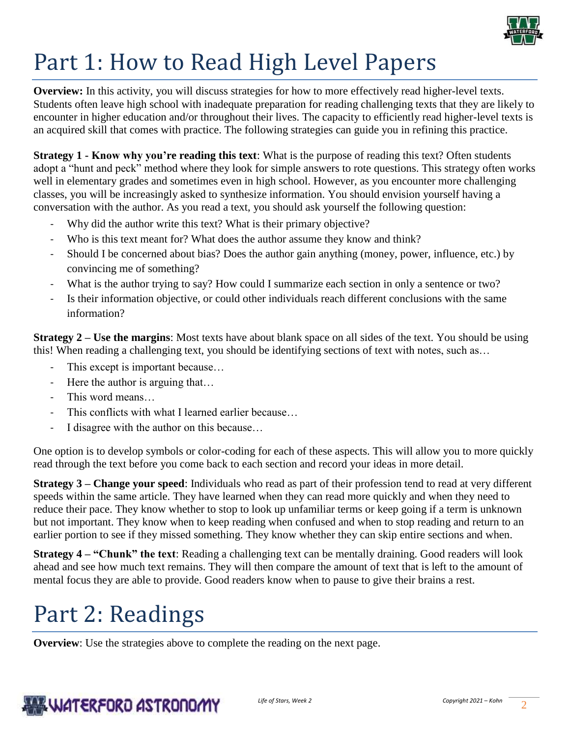# Part 1: How to Read High Level Papers

**Overview:** In this activity, you will discuss strategies for how to more effectively read higher-level texts. Students often leave high school with inadequate preparation for reading challenging texts that they are likely to encounter in higher education and/or throughout their lives. The capacity to efficiently read higher-level texts is an acquired skill that comes with practice. The following strategies can guide you in refining this practice.

**Strategy 1 - Know why you're reading this text**: What is the purpose of reading this text? Often students adopt a "hunt and peck" method where they look for simple answers to rote questions. This strategy often works well in elementary grades and sometimes even in high school. However, as you encounter more challenging classes, you will be increasingly asked to synthesize information. You should envision yourself having a conversation with the author. As you read a text, you should ask yourself the following question:

- Why did the author write this text? What is their primary objective?
- Who is this text meant for? What does the author assume they know and think?
- Should I be concerned about bias? Does the author gain anything (money, power, influence, etc.) by convincing me of something?
- What is the author trying to say? How could I summarize each section in only a sentence or two?
- Is their information objective, or could other individuals reach different conclusions with the same information?

**Strategy 2 – Use the margins**: Most texts have about blank space on all sides of the text. You should be using this! When reading a challenging text, you should be identifying sections of text with notes, such as…

- This except is important because…
- Here the author is arguing that…
- This word means…
- This conflicts with what I learned earlier because…
- I disagree with the author on this because…

One option is to develop symbols or color-coding for each of these aspects. This will allow you to more quickly read through the text before you come back to each section and record your ideas in more detail.

**Strategy 3 – Change your speed**: Individuals who read as part of their profession tend to read at very different speeds within the same article. They have learned when they can read more quickly and when they need to reduce their pace. They know whether to stop to look up unfamiliar terms or keep going if a term is unknown but not important. They know when to keep reading when confused and when to stop reading and return to an earlier portion to see if they missed something. They know whether they can skip entire sections and when.

**Strategy 4 – "Chunk" the text**: Reading a challenging text can be mentally draining. Good readers will look ahead and see how much text remains. They will then compare the amount of text that is left to the amount of mental focus they are able to provide. Good readers know when to pause to give their brains a rest.

# Part 2: Readings

**Overview**: Use the strategies above to complete the reading on the next page.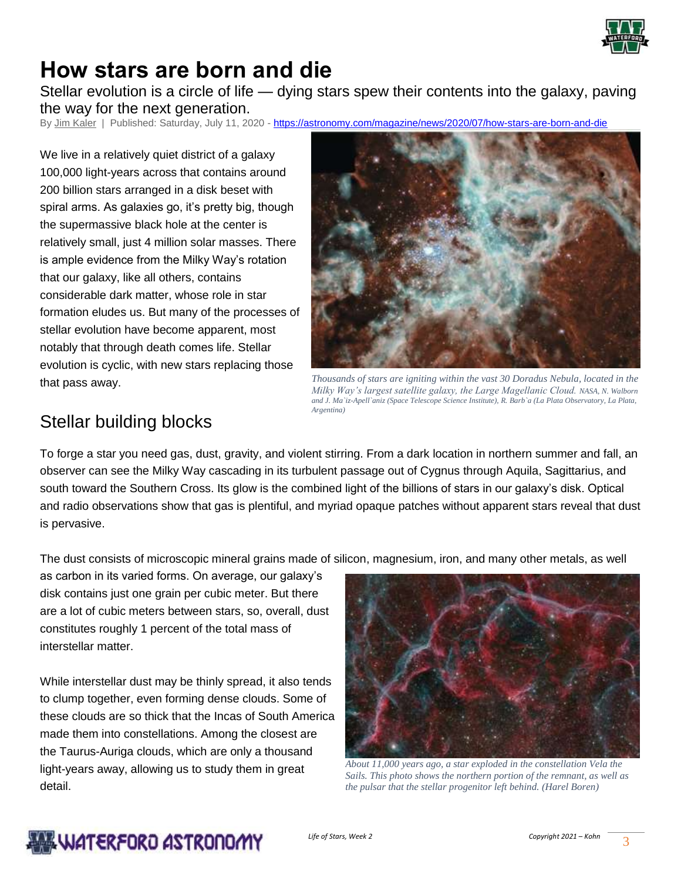# How stars are born and die

Stellar evolution is a circle of life — dying stars spew their contents into the galaxy, paving the way for the next generation.

By Jim Kaler | Published: Saturday, July 11, 2020 - https://astronomy.com/magazine/news/2020/07/how-stars-are-born-and-die

We live in a relatively quiet district of a galaxy 100,000 light-years across that contains around 200 billion stars arranged in a disk beset with spiral arms. As galaxies go, it's pretty big, though the supermassive black hole at the center is relatively small, just 4 million solar masses. There is ample evidence from the Milky Way's rotation that our galaxy, like all others, contains considerable dark matter, whose role in star formation eludes us. But many of the processes of stellar evolution have become apparent, most notably that through death comes life. Stellar evolution is cyclic, with new stars replacing those that pass away.

*Thousands of stars are igniting within the vast 30 Doradus Nebula, located in the Milky Way's largest satellite galaxy, the Large Magellanic Cloud. NASA, N. Walborn and J. Ma`iz-Apell`aniz (Space Telescope Science Institute), R. Barb`a (La Plata Observatory, La Plata, Argentina)*

## Stellar building blocks

To forge a star you need gas, dust, gravity, and violent stirring. From a dark location in northern summer and fall, an observer can see the Milky Way cascading in its turbulent passage out of Cygnus through Aquila, Sagittarius, and south toward the Southern Cross. Its glow is the combined light of the billions of stars in our galaxy's disk. Optical and radio observations show that gas is plentiful, and myriad opaque patches without apparent stars reveal that dust is pervasive.

The dust consists of microscopic mineral grains made of silicon, magnesium, iron, and many other metals, as well as carbon in its varied forms. On average, our galaxy's disk contains just one grain per cubic meter. But there are a lot of cubic meters between stars, so, overall, dust constitutes roughly 1 percent of the total mass of interstellar matter.

While interstellar dust may be thinly spread, it also tends to clump together, even forming dense clouds. Some of these clouds are so thick that the Incas of South America made them into constellations. Among the closest are the Taurus-Auriga clouds, which are only a thousand light-years away, allowing us to study them in great detail.

*About 11,000 years ago, a star exploded in the constellation Vela the Sails. This photo shows the northern portion of the remnant, as well as the pulsar that the stellar progenitor left behind. (Harel Boren)*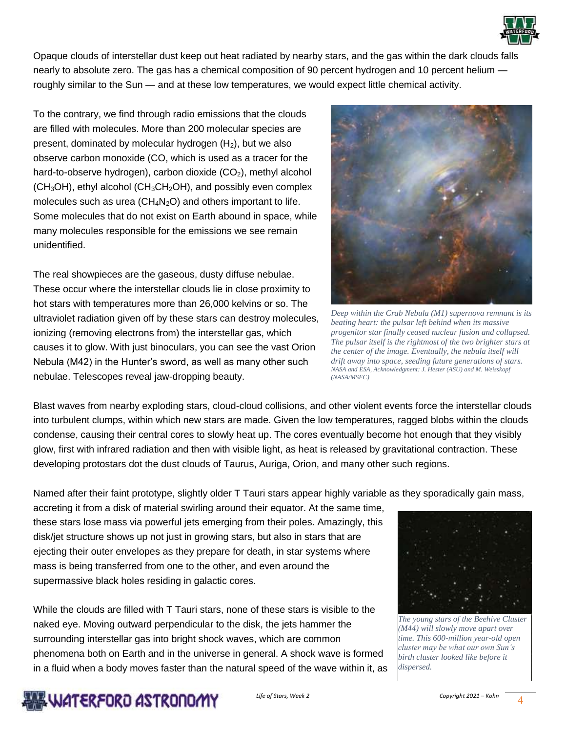Opaque clouds of interstellar dust keep out heat radiated by nearby stars, and the gas within the dark clouds falls nearly to absolute zero. The gas has a chemical composition of 90 percent hydrogen and 10 percent helium — roughly similar to the Sun — and at these low temperatures, we would expect little chemical activity.

To the contrary, we find through radio emissions that the clouds are filled with molecules. More than 200 molecular species are present, dominated by molecular hydrogen ($H_2$), but we also observe carbon monoxide (CO, which is used as a tracer for the hard-to-observe hydrogen), carbon dioxide ($CO_2$), methyl alcohol ($CH_3OH$), ethyl alcohol ($CH_3CH_2OH$), and possibly even complex molecules such as urea ($CH_4N_2O$) and others important to life. Some molecules that do not exist on Earth abound in space, while many molecules responsible for the emissions we see remain unidentified.

The real showpieces are the gaseous, dusty diffuse nebulae. These occur where the interstellar clouds lie in close proximity to hot stars with temperatures more than 26,000 kelvins or so. The ultraviolet radiation given off by these stars can destroy molecules, ionizing (removing electrons from) the interstellar gas, which causes it to glow. With just binoculars, you can see the vast Orion Nebula (M42) in the Hunter's sword, as well as many other such nebulae. Telescopes reveal jaw-dropping beauty.

*Deep within the Crab Nebula (M1) supernova remnant is its beating heart: the pulsar left behind when its massive progenitor star finally ceased nuclear fusion and collapsed. The pulsar itself is the rightmost of the two brighter stars at the center of the image. Eventually, the nebula itself will drift away into space, seeding future generations of stars.* NASA and ESA, Acknowledgment: J. Hester (ASU) and M. Weisskopf (NASA/MSFC)

Blast waves from nearby exploding stars, cloud-cloud collisions, and other violent events force the interstellar clouds into turbulent clumps, within which new stars are made. Given the low temperatures, ragged blobs within the clouds condense, causing their central cores to slowly heat up. The cores eventually become hot enough that they visibly glow, first with infrared radiation and then with visible light, as heat is released by gravitational contraction. These developing protostars dot the dust clouds of Taurus, Auriga, Orion, and many other such regions.

Named after their faint prototype, slightly older T Tauri stars appear highly variable as they sporadically gain mass, accreting it from a disk of material swirling around their equator. At the same time, these stars lose mass via powerful jets emerging from their poles. Amazingly, this disk/jet structure shows up not just in growing stars, but also in stars that are ejecting their outer envelopes as they prepare for death, in star systems where mass is being transferred from one to the other, and even around the supermassive black holes residing in galactic cores.

While the clouds are filled with T Tauri stars, none of these stars is visible to the naked eye. Moving outward perpendicular to the disk, the jets hammer the surrounding interstellar gas into bright shock waves, which are common phenomena both on Earth and in the universe in general. A shock wave is formed in a fluid when a body moves faster than the natural speed of the wave within it, as

*The young stars of the Beehive Cluster (M44) will slowly move apart over time. This 600-million year-old open cluster may be what our own Sun's birth cluster looked like before it dispersed.*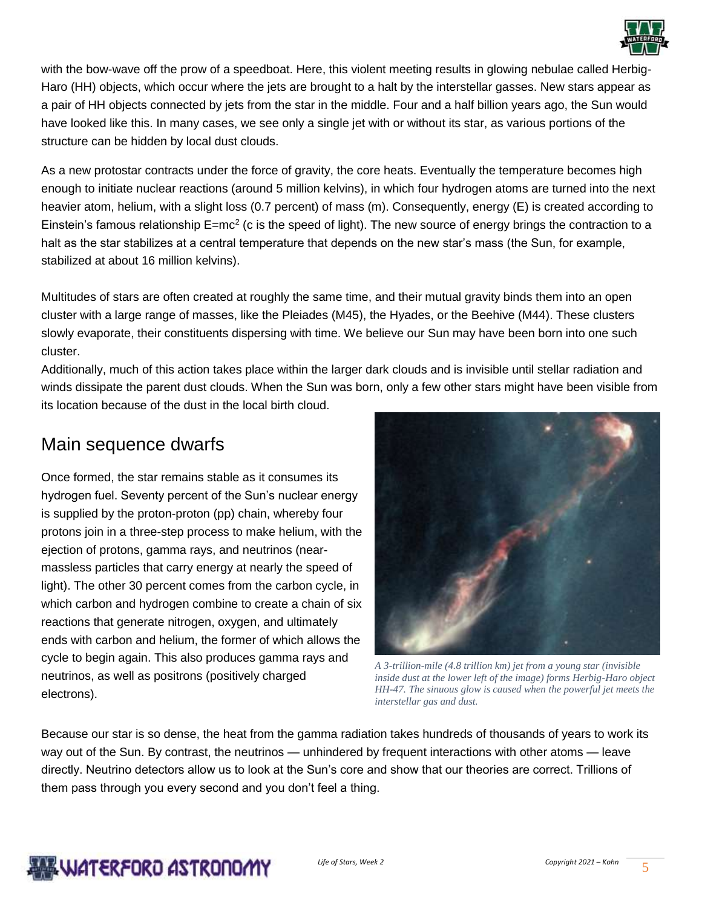with the bow-wave off the prow of a speedboat. Here, this violent meeting results in glowing nebulae called Herbig-Haro (HH) objects, which occur where the jets are brought to a halt by the interstellar gasses. New stars appear as a pair of HH objects connected by jets from the star in the middle. Four and a half billion years ago, the Sun would have looked like this. In many cases, we see only a single jet with or without its star, as various portions of the structure can be hidden by local dust clouds.

As a new protostar contracts under the force of gravity, the core heats. Eventually the temperature becomes high enough to initiate nuclear reactions (around 5 million kelvins), in which four hydrogen atoms are turned into the next heavier atom, helium, with a slight loss (0.7 percent) of mass (m). Consequently, energy (E) is created according to Einstein's famous relationship $E=mc^2$ (c is the speed of light). The new source of energy brings the contraction to a halt as the star stabilizes at a central temperature that depends on the new star's mass (the Sun, for example, stabilized at about 16 million kelvins).

Multitudes of stars are often created at roughly the same time, and their mutual gravity binds them into an open cluster with a large range of masses, like the Pleiades (M45), the Hyades, or the Beehive (M44). These clusters slowly evaporate, their constituents dispersing with time. We believe our Sun may have been born into one such cluster.

Additionally, much of this action takes place within the larger dark clouds and is invisible until stellar radiation and winds dissipate the parent dust clouds. When the Sun was born, only a few other stars might have been visible from its location because of the dust in the local birth cloud.

## Main sequence dwarfs

Once formed, the star remains stable as it consumes its hydrogen fuel. Seventy percent of the Sun's nuclear energy is supplied by the proton-proton (pp) chain, whereby four protons join in a three-step process to make helium, with the ejection of protons, gamma rays, and neutrinos (near-massless particles that carry energy at nearly the speed of light). The other 30 percent comes from the carbon cycle, in which carbon and hydrogen combine to create a chain of six reactions that generate nitrogen, oxygen, and ultimately ends with carbon and helium, the former of which allows the cycle to begin again. This also produces gamma rays and neutrinos, as well as positrons (positively charged electrons).

*A 3-trillion-mile (4.8 trillion km) jet from a young star (invisible inside dust at the lower left of the image) forms Herbig-Haro object HH-47. The sinuous glow is caused when the powerful jet meets the interstellar gas and dust.*

Because our star is so dense, the heat from the gamma radiation takes hundreds of thousands of years to work its way out of the Sun. By contrast, the neutrinos — unhindered by frequent interactions with other atoms — leave directly. Neutrino detectors allow us to look at the Sun's core and show that our theories are correct. Trillions of them pass through you every second and you don't feel a thing.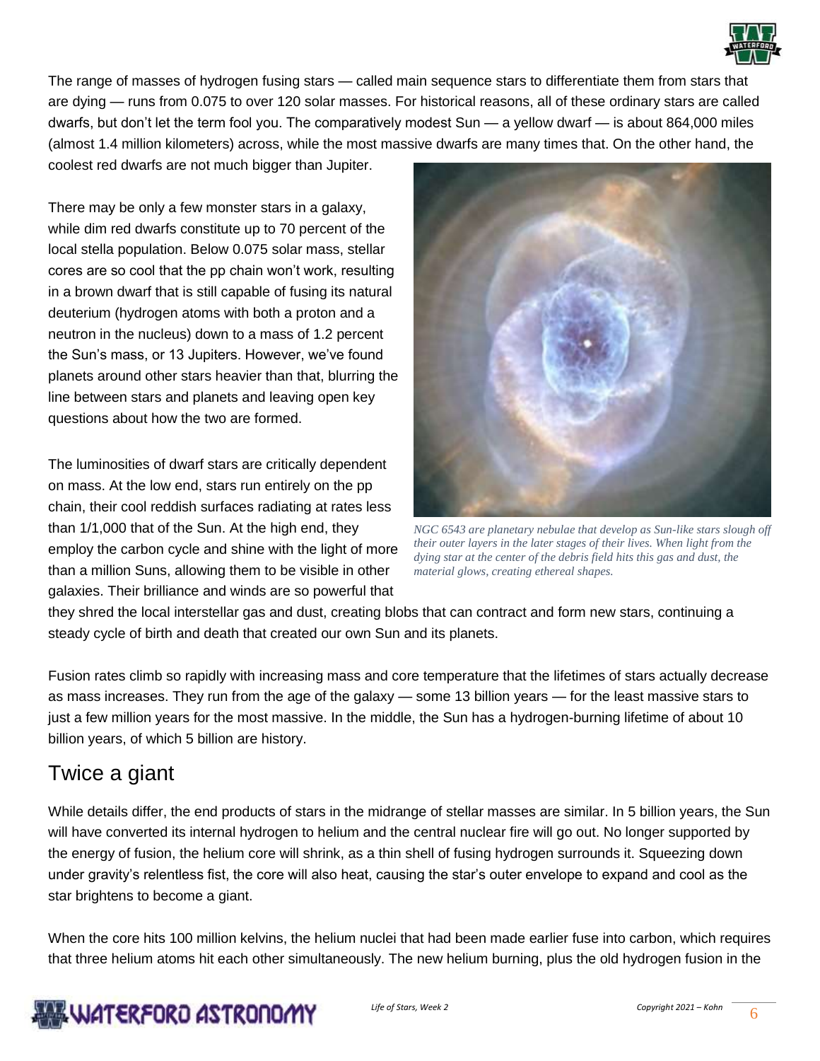The range of masses of hydrogen fusing stars — called main sequence stars to differentiate them from stars that are dying — runs from 0.075 to over 120 solar masses. For historical reasons, all of these ordinary stars are called dwarfs, but don't let the term fool you. The comparatively modest Sun — a yellow dwarf — is about 864,000 miles (almost 1.4 million kilometers) across, while the most massive dwarfs are many times that. On the other hand, the coolest red dwarfs are not much bigger than Jupiter.

There may be only a few monster stars in a galaxy, while dim red dwarfs constitute up to 70 percent of the local stella population. Below 0.075 solar mass, stellar cores are so cool that the pp chain won't work, resulting in a brown dwarf that is still capable of fusing its natural deuterium (hydrogen atoms with both a proton and a neutron in the nucleus) down to a mass of 1.2 percent the Sun's mass, or 13 Jupiters. However, we've found planets around other stars heavier than that, blurring the line between stars and planets and leaving open key questions about how the two are formed.

*NGC 6543 are planetary nebulae that develop as Sun-like stars slough off their outer layers in the later stages of their lives. When light from the dying star at the center of the debris field hits this gas and dust, the material glows, creating ethereal shapes.*

The luminosities of dwarf stars are critically dependent on mass. At the low end, stars run entirely on the pp chain, their cool reddish surfaces radiating at rates less than 1/1,000 that of the Sun. At the high end, they employ the carbon cycle and shine with the light of more than a million Suns, allowing them to be visible in other galaxies. Their brilliance and winds are so powerful that they shred the local interstellar gas and dust, creating blobs that can contract and form new stars, continuing a steady cycle of birth and death that created our own Sun and its planets.

Fusion rates climb so rapidly with increasing mass and core temperature that the lifetimes of stars actually decrease as mass increases. They run from the age of the galaxy — some 13 billion years — for the least massive stars to just a few million years for the most massive. In the middle, the Sun has a hydrogen-burning lifetime of about 10 billion years, of which 5 billion are history.

## Twice a giant

While details differ, the end products of stars in the midrange of stellar masses are similar. In 5 billion years, the Sun will have converted its internal hydrogen to helium and the central nuclear fire will go out. No longer supported by the energy of fusion, the helium core will shrink, as a thin shell of fusing hydrogen surrounds it. Squeezing down under gravity's relentless fist, the core will also heat, causing the star's outer envelope to expand and cool as the star brightens to become a giant.

When the core hits 100 million kelvins, the helium nuclei that had been made earlier fuse into carbon, which requires that three helium atoms hit each other simultaneously. The new helium burning, plus the old hydrogen fusion in the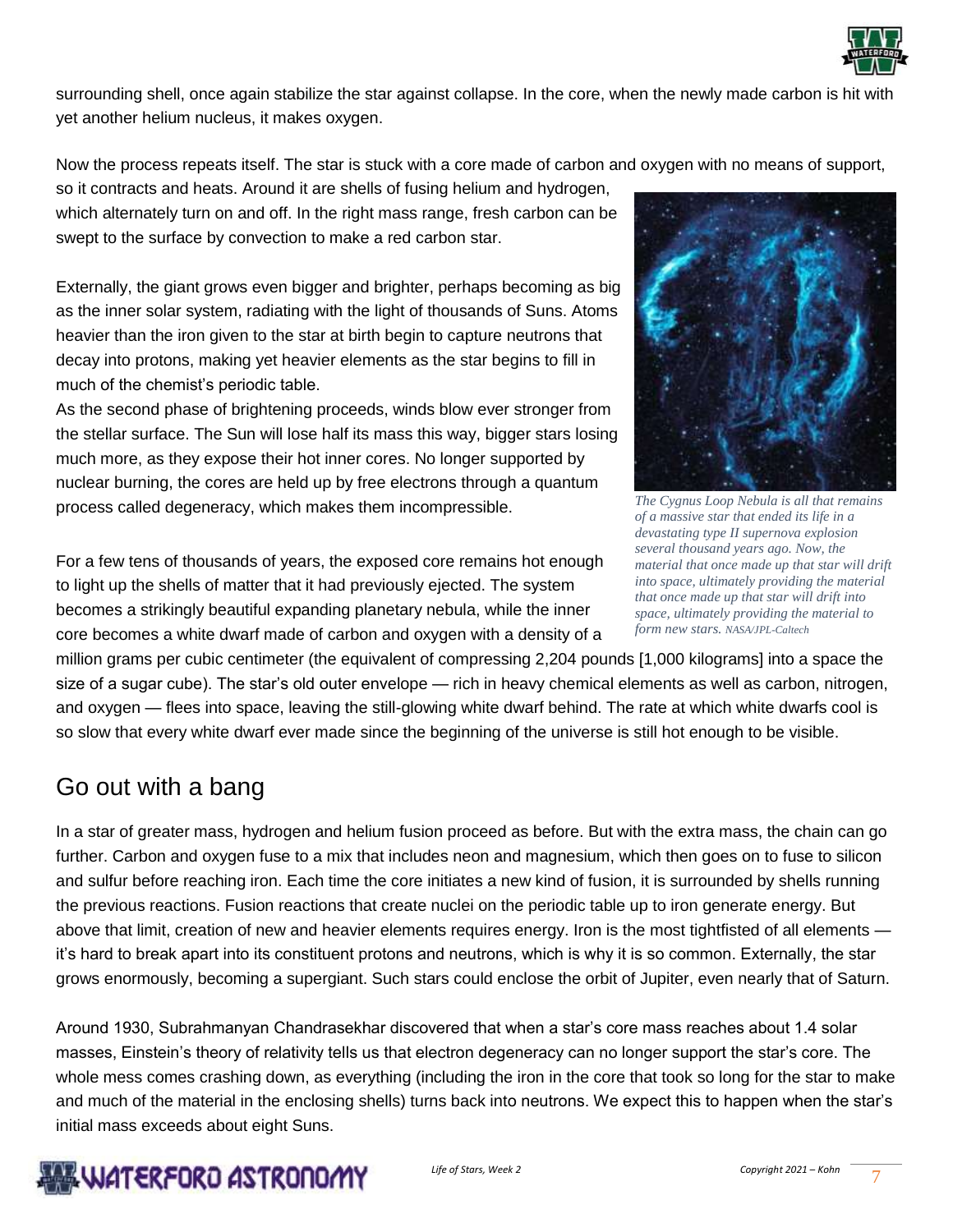surrounding shell, once again stabilize the star against collapse. In the core, when the newly made carbon is hit with yet another helium nucleus, it makes oxygen.

Now the process repeats itself. The star is stuck with a core made of carbon and oxygen with no means of support, so it contracts and heats. Around it are shells of fusing helium and hydrogen, which alternately turn on and off. In the right mass range, fresh carbon can be swept to the surface by convection to make a red carbon star.

Externally, the giant grows even bigger and brighter, perhaps becoming as big as the inner solar system, radiating with the light of thousands of Suns. Atoms heavier than the iron given to the star at birth begin to capture neutrons that decay into protons, making yet heavier elements as the star begins to fill in much of the chemist's periodic table.

As the second phase of brightening proceeds, winds blow ever stronger from the stellar surface. The Sun will lose half its mass this way, bigger stars losing much more, as they expose their hot inner cores. No longer supported by nuclear burning, the cores are held up by free electrons through a quantum process called degeneracy, which makes them incompressible.

For a few tens of thousands of years, the exposed core remains hot enough to light up the shells of matter that it had previously ejected. The system becomes a strikingly beautiful expanding planetary nebula, while the inner core becomes a white dwarf made of carbon and oxygen with a density of a million grams per cubic centimeter (the equivalent of compressing 2,204 pounds [1,000 kilograms] into a space the size of a sugar cube). The star's old outer envelope — rich in heavy chemical elements as well as carbon, nitrogen, and oxygen — flees into space, leaving the still-glowing white dwarf behind. The rate at which white dwarfs cool is so slow that every white dwarf ever made since the beginning of the universe is still hot enough to be visible.

*The Cygnus Loop Nebula is all that remains of a massive star that ended its life in a devastating type II supernova explosion several thousand years ago. Now, the material that once made up that star will drift into space, ultimately providing the material that once made up that star will drift into space, ultimately providing the material to form new stars.* NASA/JPL-Caltech

## Go out with a bang

In a star of greater mass, hydrogen and helium fusion proceed as before. But with the extra mass, the chain can go further. Carbon and oxygen fuse to a mix that includes neon and magnesium, which then goes on to fuse to silicon and sulfur before reaching iron. Each time the core initiates a new kind of fusion, it is surrounded by shells running the previous reactions. Fusion reactions that create nuclei on the periodic table up to iron generate energy. But above that limit, creation of new and heavier elements requires energy. Iron is the most tightfisted of all elements — it's hard to break apart into its constituent protons and neutrons, which is why it is so common. Externally, the star grows enormously, becoming a supergiant. Such stars could enclose the orbit of Jupiter, even nearly that of Saturn.

Around 1930, Subrahmanyan Chandrasekhar discovered that when a star's core mass reaches about 1.4 solar masses, Einstein's theory of relativity tells us that electron degeneracy can no longer support the star's core. The whole mess comes crashing down, as everything (including the iron in the core that took so long for the star to make and much of the material in the enclosing shells) turns back into neutrons. We expect this to happen when the star's initial mass exceeds about eight Suns.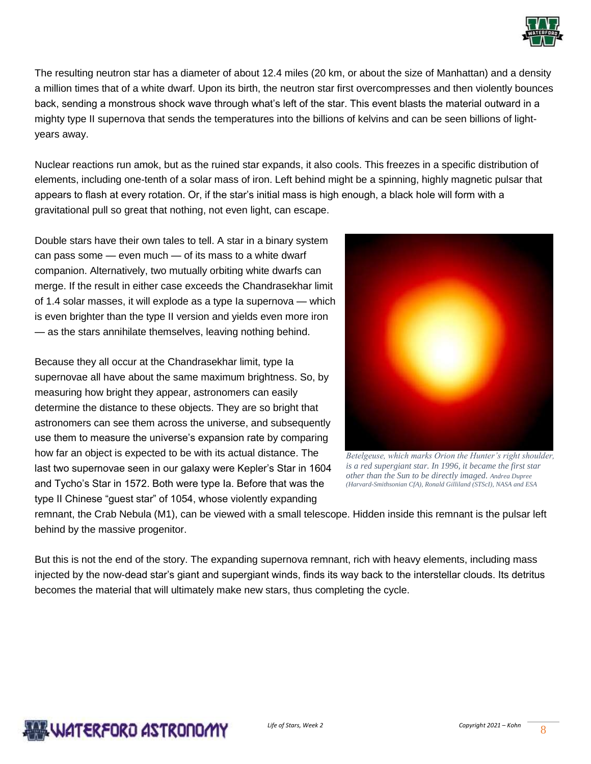The resulting neutron star has a diameter of about 12.4 miles (20 km, or about the size of Manhattan) and a density a million times that of a white dwarf. Upon its birth, the neutron star first overcompresses and then violently bounces back, sending a monstrous shock wave through what's left of the star. This event blasts the material outward in a mighty type II supernova that sends the temperatures into the billions of kelvins and can be seen billions of light-years away.

Nuclear reactions run amok, but as the ruined star expands, it also cools. This freezes in a specific distribution of elements, including one-tenth of a solar mass of iron. Left behind might be a spinning, highly magnetic pulsar that appears to flash at every rotation. Or, if the star's initial mass is high enough, a black hole will form with a gravitational pull so great that nothing, not even light, can escape.

Double stars have their own tales to tell. A star in a binary system can pass some — even much — of its mass to a white dwarf companion. Alternatively, two mutually orbiting white dwarfs can merge. If the result in either case exceeds the Chandrasekhar limit of 1.4 solar masses, it will explode as a type Ia supernova — which is even brighter than the type II version and yields even more iron — as the stars annihilate themselves, leaving nothing behind.

Because they all occur at the Chandrasekhar limit, type Ia supernovae all have about the same maximum brightness. So, by measuring how bright they appear, astronomers can easily determine the distance to these objects. They are so bright that astronomers can see them across the universe, and subsequently use them to measure the universe's expansion rate by comparing how far an object is expected to be with its actual distance. The last two supernovae seen in our galaxy were Kepler's Star in 1604 and Tycho's Star in 1572. Both were type Ia. Before that was the type II Chinese "guest star" of 1054, whose violently expanding remnant, the Crab Nebula (M1), can be viewed with a small telescope. Hidden inside this remnant is the pulsar left behind by the massive progenitor.

*Betelgeuse, which marks Orion the Hunter's right shoulder, is a red supergiant star. In 1996, it became the first star other than the Sun to be directly imaged. Andrea Dupree (Harvard-Smithsonian CfA), Ronald Gilliland (STScI), NASA and ESA*

But this is not the end of the story. The expanding supernova remnant, rich with heavy elements, including mass injected by the now-dead star's giant and supergiant winds, finds its way back to the interstellar clouds. Its detritus becomes the material that will ultimately make new stars, thus completing the cycle.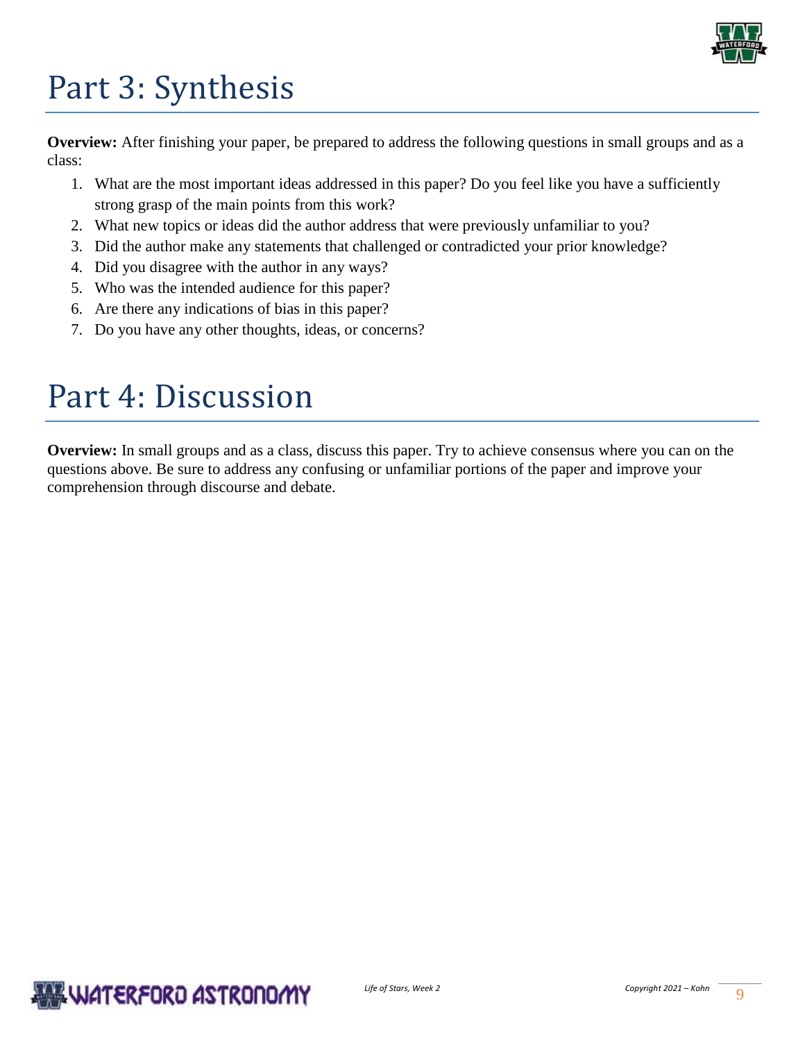# Part 3: Synthesis

**Overview:** After finishing your paper, be prepared to address the following questions in small groups and as a class:

1. What are the most important ideas addressed in this paper? Do you feel like you have a sufficiently strong grasp of the main points from this work?
2. What new topics or ideas did the author address that were previously unfamiliar to you?
3. Did the author make any statements that challenged or contradicted your prior knowledge?
4. Did you disagree with the author in any ways?
5. Who was the intended audience for this paper?
6. Are there any indications of bias in this paper?
7. Do you have any other thoughts, ideas, or concerns?

# Part 4: Discussion

**Overview:** In small groups and as a class, discuss this paper. Try to achieve consensus where you can on the questions above. Be sure to address any confusing or unfamiliar portions of the paper and improve your comprehension through discourse and debate.